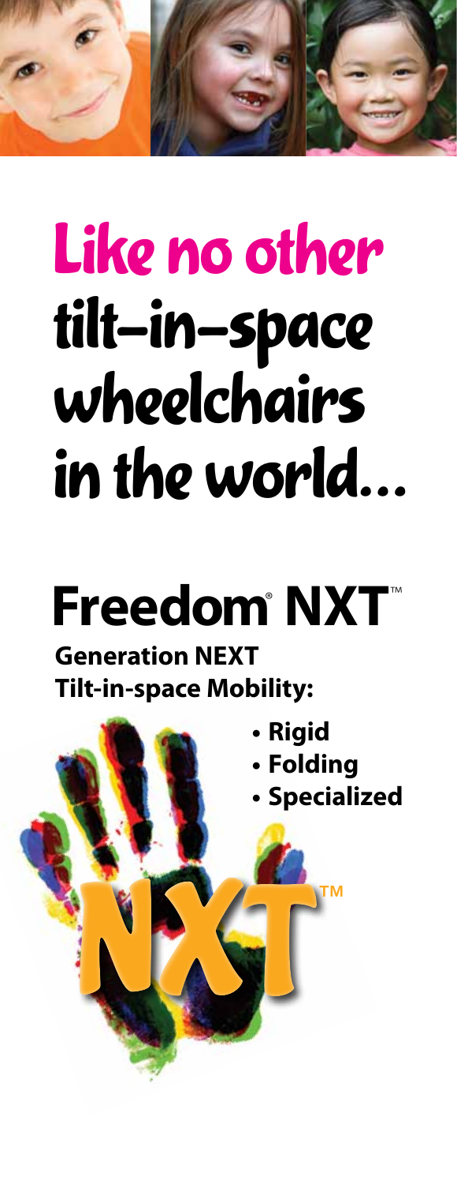# Like no other tilt-in-space wheelchairs in the world…

## Freedom® NXT™

**Generation NEXT Tilt-in-space Mobility:**

- **Rigid**
- **Folding**
- **Specialized**

NXT™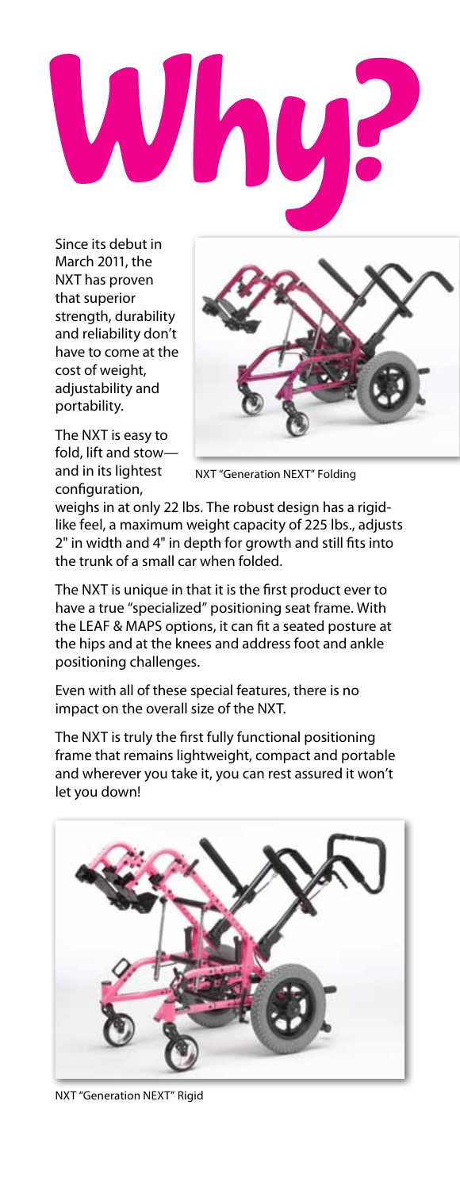# Why?

Since its debut in March 2011, the NXT has proven that superior strength, durability and reliability don't have to come at the cost of weight, adjustability and portability.

The NXT is easy to fold, lift and stow—and in its lightest configuration, weighs in at only 22 lbs. The robust design has a rigid-like feel, a maximum weight capacity of 225 lbs., adjusts 2" in width and 4" in depth for growth and still fits into the trunk of a small car when folded.

NXT "Generation NEXT" Folding

The NXT is unique in that it is the first product ever to have a true "specialized" positioning seat frame. With the LEAF & MAPS options, it can fit a seated posture at the hips and at the knees and address foot and ankle positioning challenges.

Even with all of these special features, there is no impact on the overall size of the NXT.

The NXT is truly the first fully functional positioning frame that remains lightweight, compact and portable and wherever you take it, you can rest assured it won't let you down!

NXT "Generation NEXT" Rigid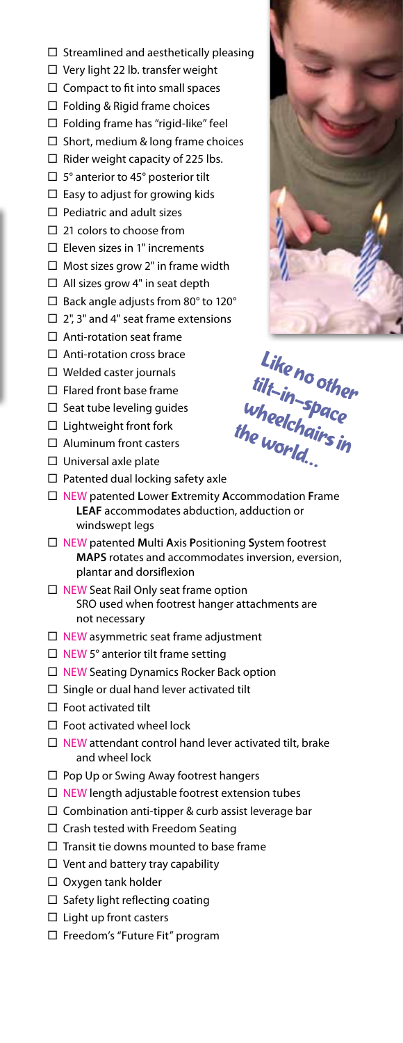- ☐ Streamlined and aesthetically pleasing
- ☐ Very light 22 lb. transfer weight
- ☐ Compact to fit into small spaces
- ☐ Folding & Rigid frame choices
- ☐ Folding frame has "rigid-like" feel
- ☐ Short, medium & long frame choices
- ☐ Rider weight capacity of 225 lbs.
- ☐ 5° anterior to 45° posterior tilt
- ☐ Easy to adjust for growing kids
- ☐ Pediatric and adult sizes
- ☐ 21 colors to choose from
- ☐ Eleven sizes in 1" increments
- ☐ Most sizes grow 2" in frame width
- ☐ All sizes grow 4" in seat depth
- ☐ Back angle adjusts from 80° to 120°
- ☐ 2", 3" and 4" seat frame extensions
- ☐ Anti-rotation seat frame
- ☐ Anti-rotation cross brace
- ☐ Welded caster journals
- ☐ Flared front base frame
- ☐ Seat tube leveling guides
- ☐ Lightweight front fork
- ☐ Aluminum front casters
- ☐ Universal axle plate
- ☐ Patented dual locking safety axle
- ☐ NEW patented **L**ower **E**xtremity **A**ccommodation **F**rame **LEAF** accommodates abduction, adduction or windswept legs
- ☐ NEW patented **M**ulti **A**xis **P**ositioning **S**ystem footrest **MAPS** rotates and accommodates inversion, eversion, plantar and dorsiflexion
- ☐ NEW Seat Rail Only seat frame option SRO used when footrest hanger attachments are not necessary
- ☐ NEW asymmetric seat frame adjustment
- ☐ NEW 5° anterior tilt frame setting
- ☐ NEW Seating Dynamics Rocker Back option
- ☐ Single or dual hand lever activated tilt
- ☐ Foot activated tilt
- ☐ Foot activated wheel lock
- ☐ NEW attendant control hand lever activated tilt, brake and wheel lock
- ☐ Pop Up or Swing Away footrest hangers
- ☐ NEW length adjustable footrest extension tubes
- ☐ Combination anti-tipper & curb assist leverage bar
- ☐ Crash tested with Freedom Seating
- ☐ Transit tie downs mounted to base frame
- ☐ Vent and battery tray capability
- ☐ Oxygen tank holder
- ☐ Safety light reflecting coating
- ☐ Light up front casters
- ☐ Freedom's "Future Fit" program

*Like no other tilt-in-space wheelchairs in the world...*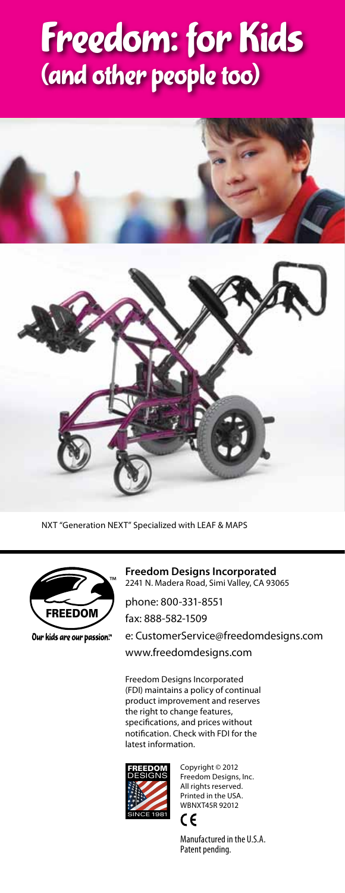# Freedom: for Kids
## (and other people too)

NXT "Generation NEXT" Specialized with LEAF & MAPS

FREEDOM™

Our kids are our passion.™

**Freedom Designs Incorporated**
2241 N. Madera Road, Simi Valley, CA 93065

phone: 800-331-8551

fax: 888-582-1509

e: CustomerService@freedomdesigns.com

www.freedomdesigns.com

Freedom Designs Incorporated (FDI) maintains a policy of continual product improvement and reserves the right to change features, specifications, and prices without notification. Check with FDI for the latest information.

FREEDOM DESIGNS SINCE 1981

Copyright © 2012 Freedom Designs, Inc. All rights reserved. Printed in the USA. WBNXT45R 92012

CE

Manufactured in the U.S.A.
Patent pending.